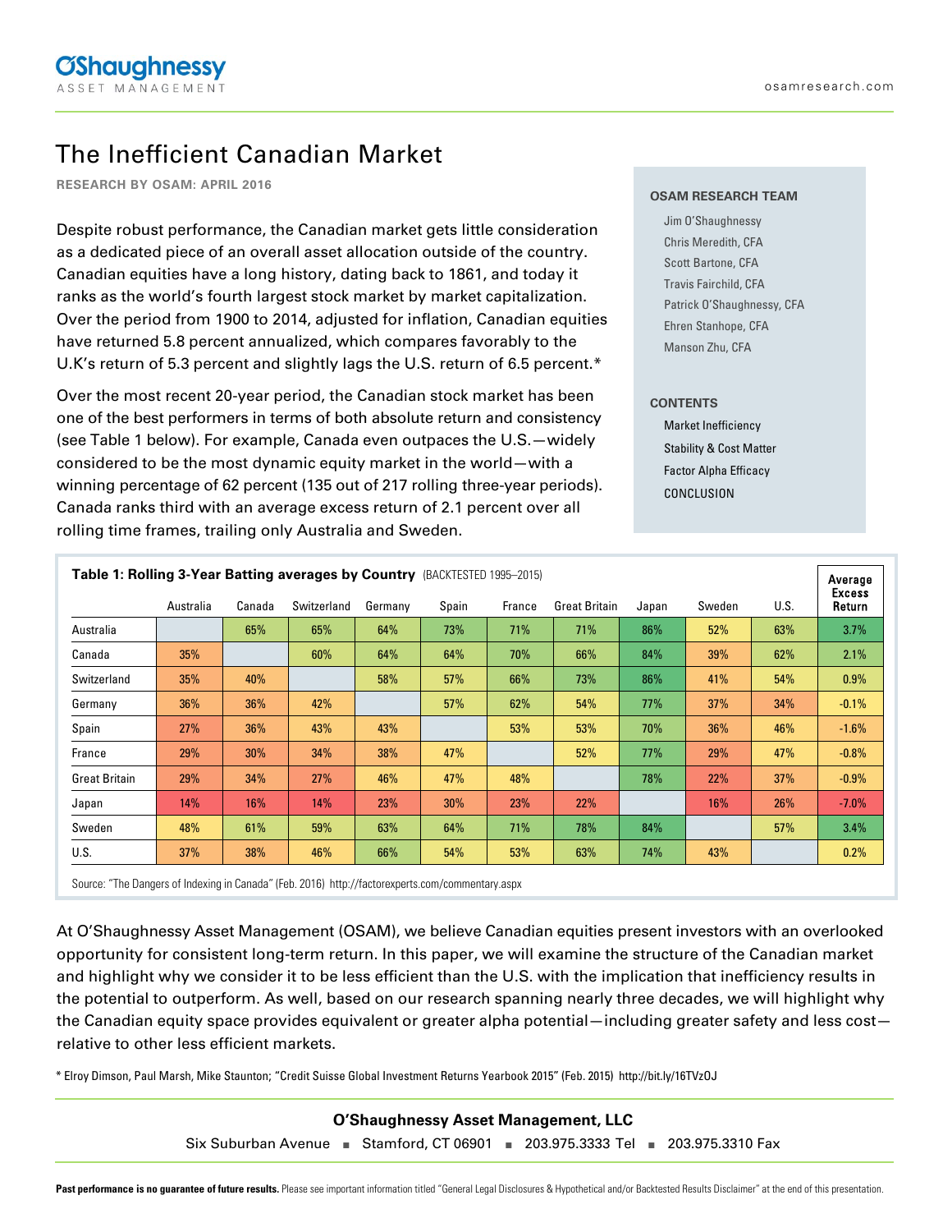# The Inefficient Canadian Market

**RESEARCH BY OSAM: APRIL 2016**

**OSAM RESEARCH TEAM**

- Jim O'Shaughnessy
- Chris Meredith, CFA
- Scott Bartone, CFA
- Travis Fairchild, CFA
- Patrick O'Shaughnessy, CFA
- Ehren Stanhope, CFA
- Manson Zhu, CFA

**CONTENTS**

- Market Inefficiency
- Stability & Cost Matter
- Factor Alpha Efficacy
- CONCLUSION

Despite robust performance, the Canadian market gets little consideration as a dedicated piece of an overall asset allocation outside of the country. Canadian equities have a long history, dating back to 1861, and today it ranks as the world's fourth largest stock market by market capitalization. Over the period from 1900 to 2014, adjusted for inflation, Canadian equities have returned 5.8 percent annualized, which compares favorably to the U.K's return of 5.3 percent and slightly lags the U.S. return of 6.5 percent.*

Over the most recent 20-year period, the Canadian stock market has been one of the best performers in terms of both absolute return and consistency (see Table 1 below). For example, Canada even outpaces the U.S.—widely considered to be the most dynamic equity market in the world—with a winning percentage of 62 percent (135 out of 217 rolling three-year periods). Canada ranks third with an average excess return of 2.1 percent over all rolling time frames, trailing only Australia and Sweden.

**Table 1: Rolling 3-Year Batting averages by Country** (BACKTESTED 1995–2015)

| | Australia | Canada | Switzerland | Germany | Spain | France | Great Britain | Japan | Sweden | U.S. | Average Excess Return |
|---|---|---|---|---|---|---|---|---|---|---|---|
| Australia | | 65% | 65% | 64% | 73% | 71% | 71% | 86% | 52% | 63% | 3.7% |
| Canada | 35% | | 60% | 64% | 64% | 70% | 66% | 84% | 39% | 62% | 2.1% |
| Switzerland | 35% | 40% | | 58% | 57% | 66% | 73% | 86% | 41% | 54% | 0.9% |
| Germany | 36% | 36% | 42% | | 57% | 62% | 54% | 77% | 37% | 34% | -0.1% |
| Spain | 27% | 36% | 43% | 43% | | 53% | 53% | 70% | 36% | 46% | -1.6% |
| France | 29% | 30% | 34% | 38% | 47% | | 52% | 77% | 29% | 47% | -0.8% |
| Great Britain | 29% | 34% | 27% | 46% | 47% | 48% | | 78% | 22% | 37% | -0.9% |
| Japan | 14% | 16% | 14% | 23% | 30% | 23% | 22% | | 16% | 26% | -7.0% |
| Sweden | 48% | 61% | 59% | 63% | 64% | 71% | 78% | 84% | | 57% | 3.4% |
| U.S. | 37% | 38% | 46% | 66% | 54% | 53% | 63% | 74% | 43% | | 0.2% |

Source: "The Dangers of Indexing in Canada" (Feb. 2016) http://factorexperts.com/commentary.aspx

At O'Shaughnessy Asset Management (OSAM), we believe Canadian equities present investors with an overlooked opportunity for consistent long-term return. In this paper, we will examine the structure of the Canadian market and highlight why we consider it to be less efficient than the U.S. with the implication that inefficiency results in the potential to outperform. As well, based on our research spanning nearly three decades, we will highlight why the Canadian equity space provides equivalent or greater alpha potential—including greater safety and less cost—relative to other less efficient markets.

* Elroy Dimson, Paul Marsh, Mike Staunton; "Credit Suisse Global Investment Returns Yearbook 2015" (Feb. 2015) http://bit.ly/16TVzOJ

**O'Shaughnessy Asset Management, LLC**

Six Suburban Avenue ■ Stamford, CT 06901 ■ 203.975.3333 Tel ■ 203.975.3310 Fax

**Past performance is no guarantee of future results.** Please see important information titled "General Legal Disclosures & Hypothetical and/or Backtested Results Disclaimer" at the end of this presentation.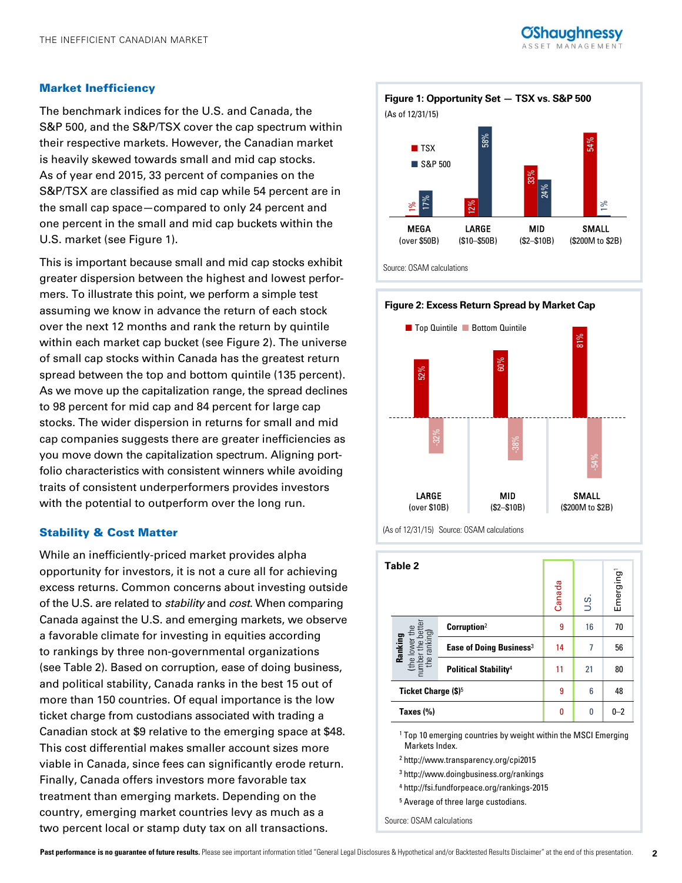## Market Inefficiency

The benchmark indices for the U.S. and Canada, the S&P 500, and the S&P/TSX cover the cap spectrum within their respective markets. However, the Canadian market is heavily skewed towards small and mid cap stocks. As of year end 2015, 33 percent of companies on the S&P/TSX are classified as mid cap while 54 percent are in the small cap space—compared to only 24 percent and one percent in the small and mid cap buckets within the U.S. market (see Figure 1).

This is important because small and mid cap stocks exhibit greater dispersion between the highest and lowest performers. To illustrate this point, we perform a simple test assuming we know in advance the return of each stock over the next 12 months and rank the return by quintile within each market cap bucket (see Figure 2). The universe of small cap stocks within Canada has the greatest return spread between the top and bottom quintile (135 percent). As we move up the capitalization range, the spread declines to 98 percent for mid cap and 84 percent for large cap stocks. The wider dispersion in returns for small and mid cap companies suggests there are greater inefficiencies as you move down the capitalization spectrum. Aligning portfolio characteristics with consistent winners while avoiding traits of consistent underperformers provides investors with the potential to outperform over the long run.

## Stability & Cost Matter

While an inefficiently-priced market provides alpha opportunity for investors, it is not a cure all for achieving excess returns. Common concerns about investing outside of the U.S. are related to *stability* and *cost*. When comparing Canada against the U.S. and emerging markets, we observe a favorable climate for investing in equities according to rankings by three non-governmental organizations (see Table 2). Based on corruption, ease of doing business, and political stability, Canada ranks in the best 15 out of more than 150 countries. Of equal importance is the low ticket charge from custodians associated with trading a Canadian stock at $9 relative to the emerging space at $48. This cost differential makes smaller account sizes more viable in Canada, since fees can significantly erode return. Finally, Canada offers investors more favorable tax treatment than emerging markets. Depending on the country, emerging market countries levy as much as a two percent local or stamp duty tax on all transactions.

**Figure 1: Opportunity Set — TSX vs. S&P 500**
(As of 12/31/15)

| | MEGA (over $50B) | LARGE ($10–$50B) | MID ($2–$10B) | SMALL ($200M to $2B) |
|---|---|---|---|---|
| TSX | 1% | 12% | 33% | 54% |
| S&P 500 | 17% | 58% | 24% | 1% |

Source: OSAM calculations

**Figure 2: Excess Return Spread by Market Cap**

| | LARGE (over $10B) | MID ($2–$10B) | SMALL ($200M to $2B) |
|---|---|---|---|
| Top Quintile | 52% | 60% | 81% |
| Bottom Quintile | -32% | -38% | -54% |

(As of 12/31/15) Source: OSAM calculations

**Table 2**

| | | Canada | U.S. | Emerging[1] |
|---|---|---|---|---|
| Ranking (the lower the number the better the ranking) | Corruption[2] | 9 | 16 | 70 |
| | Ease of Doing Business[3] | 14 | 7 | 56 |
| | Political Stability[4] | 11 | 21 | 80 |
| Ticket Charge ($)[5] | | 9 | 6 | 48 |
| Taxes (%) | | 0 | 0 | 0–2 |

[1] Top 10 emerging countries by weight within the MSCI Emerging Markets Index.
[2] http://www.transparency.org/cpi2015
[3] http://www.doingbusiness.org/rankings
[4] http://fsi.fundforpeace.org/rankings-2015
[5] Average of three large custodians.

Source: OSAM calculations

**Past performance is no guarantee of future results.** Please see important information titled "General Legal Disclosures & Hypothetical and/or Backtested Results Disclaimer" at the end of this presentation.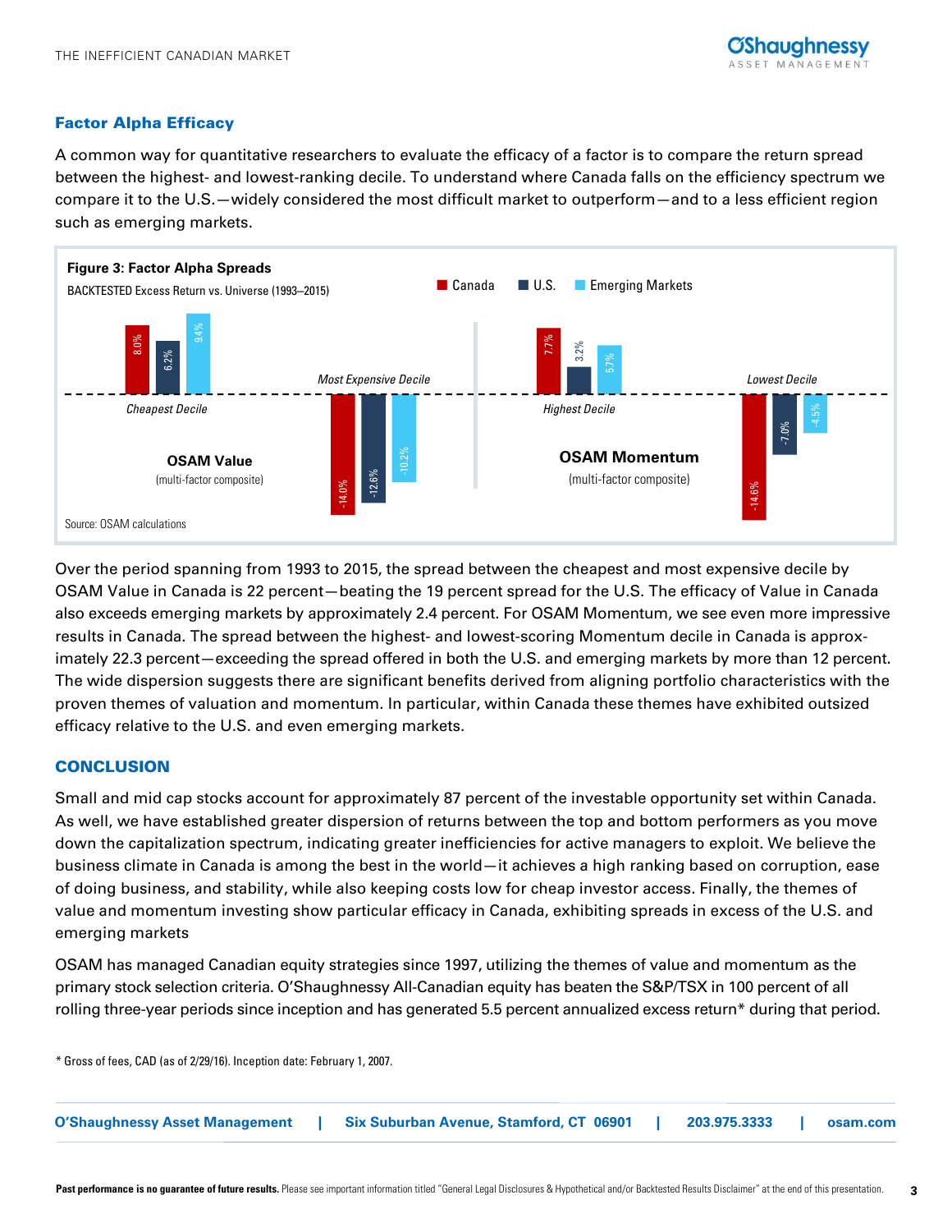## Factor Alpha Efficacy

A common way for quantitative researchers to evaluate the efficacy of a factor is to compare the return spread between the highest- and lowest-ranking decile. To understand where Canada falls on the efficiency spectrum we compare it to the U.S.—widely considered the most difficult market to outperform—and to a less efficient region such as emerging markets.

**Figure 3: Factor Alpha Spreads**

BACKTESTED Excess Return vs. Universe (1993–2015)

| | | Canada | U.S. | Emerging Markets |
|---|---|---|---|---|
| OSAM Value (multi-factor composite) | Cheapest Decile | 8.0% | 6.2% | 9.4% |
| | Most Expensive Decile | -14.0% | -12.6% | -10.2% |
| OSAM Momentum (multi-factor composite) | Highest Decile | 7.7% | 3.2% | 5.7% |
| | Lowest Decile | -14.6% | -7.0% | -4.5% |

Source: OSAM calculations

Over the period spanning from 1993 to 2015, the spread between the cheapest and most expensive decile by OSAM Value in Canada is 22 percent—beating the 19 percent spread for the U.S. The efficacy of Value in Canada also exceeds emerging markets by approximately 2.4 percent. For OSAM Momentum, we see even more impressive results in Canada. The spread between the highest- and lowest-scoring Momentum decile in Canada is approximately 22.3 percent—exceeding the spread offered in both the U.S. and emerging markets by more than 12 percent. The wide dispersion suggests there are significant benefits derived from aligning portfolio characteristics with the proven themes of valuation and momentum. In particular, within Canada these themes have exhibited outsized efficacy relative to the U.S. and even emerging markets.

## CONCLUSION

Small and mid cap stocks account for approximately 87 percent of the investable opportunity set within Canada. As well, we have established greater dispersion of returns between the top and bottom performers as you move down the capitalization spectrum, indicating greater inefficiencies for active managers to exploit. We believe the business climate in Canada is among the best in the world—it achieves a high ranking based on corruption, ease of doing business, and stability, while also keeping costs low for cheap investor access. Finally, the themes of value and momentum investing show particular efficacy in Canada, exhibiting spreads in excess of the U.S. and emerging markets

OSAM has managed Canadian equity strategies since 1997, utilizing the themes of value and momentum as the primary stock selection criteria. O'Shaughnessy All-Canadian equity has beaten the S&P/TSX in 100 percent of all rolling three-year periods since inception and has generated 5.5 percent annualized excess return* during that period.

* Gross of fees, CAD (as of 2/29/16). Inception date: February 1, 2007.

**Past performance is no guarantee of future results.** Please see important information titled "General Legal Disclosures & Hypothetical and/or Backtested Results Disclaimer" at the end of this presentation.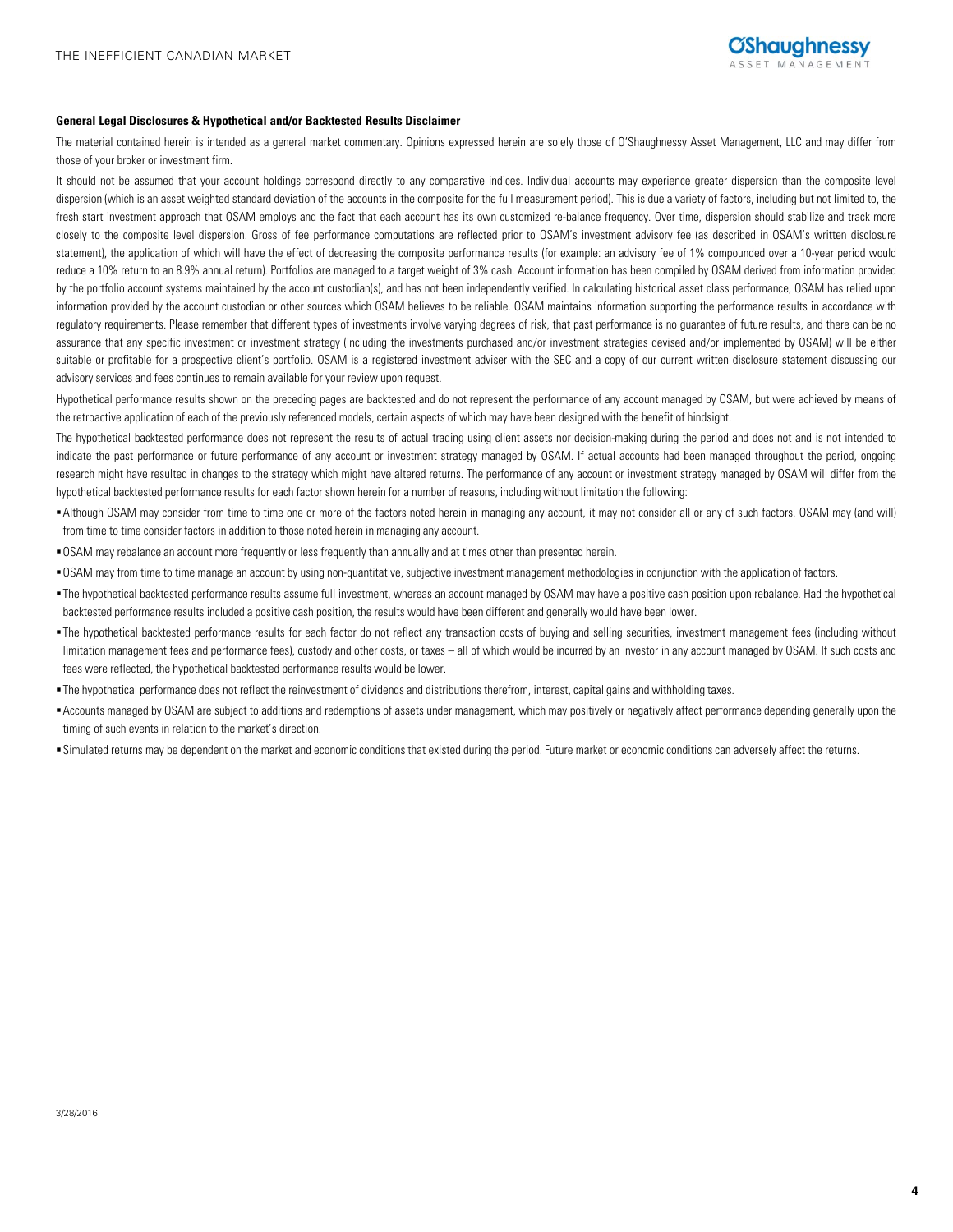**General Legal Disclosures & Hypothetical and/or Backtested Results Disclaimer**

The material contained herein is intended as a general market commentary. Opinions expressed herein are solely those of O'Shaughnessy Asset Management, LLC and may differ from those of your broker or investment firm.

It should not be assumed that your account holdings correspond directly to any comparative indices. Individual accounts may experience greater dispersion than the composite level dispersion (which is an asset weighted standard deviation of the accounts in the composite for the full measurement period). This is due a variety of factors, including but not limited to, the fresh start investment approach that OSAM employs and the fact that each account has its own customized re-balance frequency. Over time, dispersion should stabilize and track more closely to the composite level dispersion. Gross of fee performance computations are reflected prior to OSAM's investment advisory fee (as described in OSAM's written disclosure statement), the application of which will have the effect of decreasing the composite performance results (for example: an advisory fee of 1% compounded over a 10-year period would reduce a 10% return to an 8.9% annual return). Portfolios are managed to a target weight of 3% cash. Account information has been compiled by OSAM derived from information provided by the portfolio account systems maintained by the account custodian(s), and has not been independently verified. In calculating historical asset class performance, OSAM has relied upon information provided by the account custodian or other sources which OSAM believes to be reliable. OSAM maintains information supporting the performance results in accordance with regulatory requirements. Please remember that different types of investments involve varying degrees of risk, that past performance is no guarantee of future results, and there can be no assurance that any specific investment or investment strategy (including the investments purchased and/or investment strategies devised and/or implemented by OSAM) will be either suitable or profitable for a prospective client's portfolio. OSAM is a registered investment adviser with the SEC and a copy of our current written disclosure statement discussing our advisory services and fees continues to remain available for your review upon request.

Hypothetical performance results shown on the preceding pages are backtested and do not represent the performance of any account managed by OSAM, but were achieved by means of the retroactive application of each of the previously referenced models, certain aspects of which may have been designed with the benefit of hindsight.

The hypothetical backtested performance does not represent the results of actual trading using client assets nor decision-making during the period and does not and is not intended to indicate the past performance or future performance of any account or investment strategy managed by OSAM. If actual accounts had been managed throughout the period, ongoing research might have resulted in changes to the strategy which might have altered returns. The performance of any account or investment strategy managed by OSAM will differ from the hypothetical backtested performance results for each factor shown herein for a number of reasons, including without limitation the following:

- Although OSAM may consider from time to time one or more of the factors noted herein in managing any account, it may not consider all or any of such factors. OSAM may (and will) from time to time consider factors in addition to those noted herein in managing any account.
- OSAM may rebalance an account more frequently or less frequently than annually and at times other than presented herein.
- OSAM may from time to time manage an account by using non-quantitative, subjective investment management methodologies in conjunction with the application of factors.
- The hypothetical backtested performance results assume full investment, whereas an account managed by OSAM may have a positive cash position upon rebalance. Had the hypothetical backtested performance results included a positive cash position, the results would have been different and generally would have been lower.
- The hypothetical backtested performance results for each factor do not reflect any transaction costs of buying and selling securities, investment management fees (including without limitation management fees and performance fees), custody and other costs, or taxes – all of which would be incurred by an investor in any account managed by OSAM. If such costs and fees were reflected, the hypothetical backtested performance results would be lower.
- The hypothetical performance does not reflect the reinvestment of dividends and distributions therefrom, interest, capital gains and withholding taxes.
- Accounts managed by OSAM are subject to additions and redemptions of assets under management, which may positively or negatively affect performance depending generally upon the timing of such events in relation to the market's direction.
- Simulated returns may be dependent on the market and economic conditions that existed during the period. Future market or economic conditions can adversely affect the returns.

3/28/2016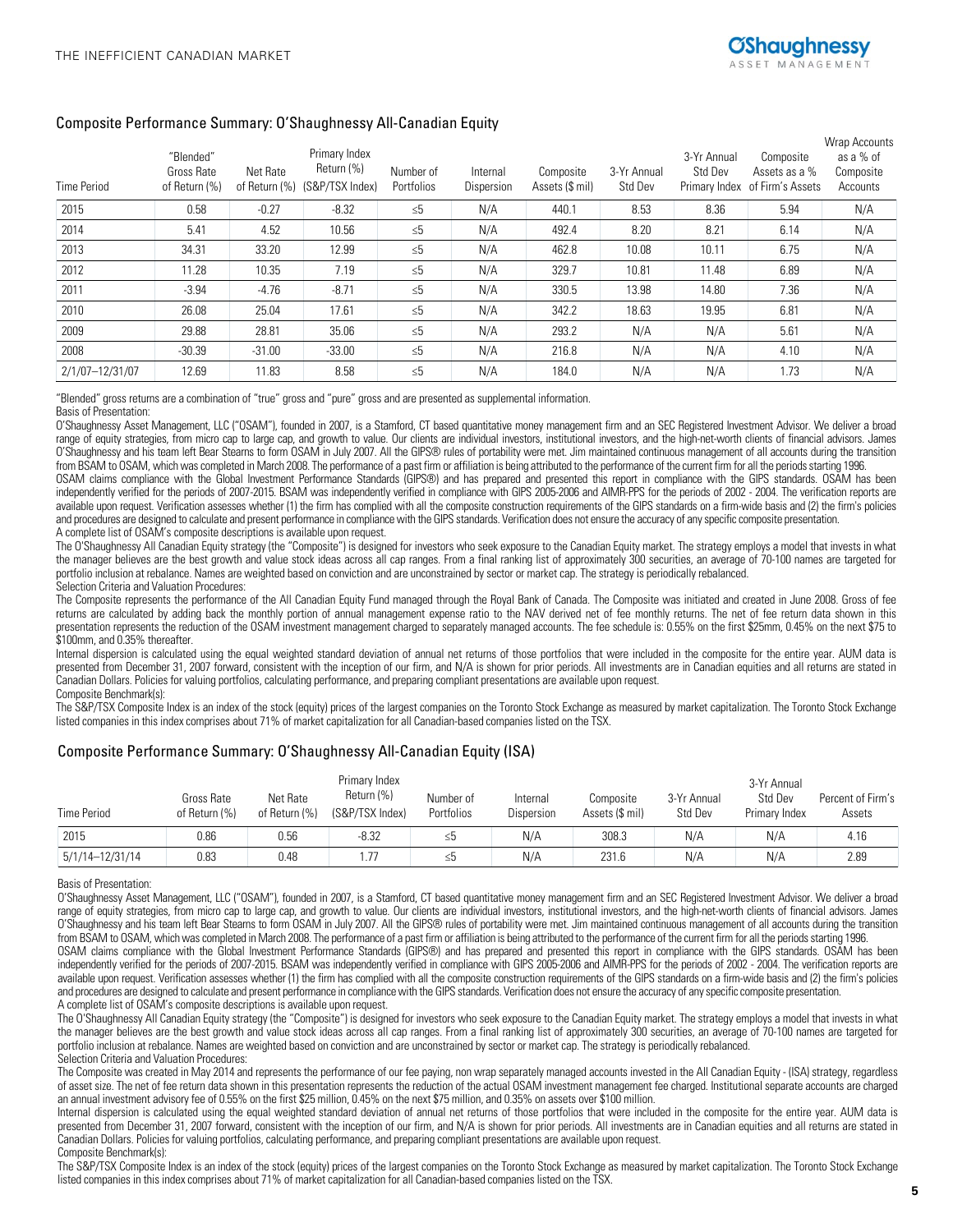## Composite Performance Summary: O'Shaughnessy All-Canadian Equity

| Time Period | "Blended" Gross Rate of Return (%) | Net Rate of Return (%) | Primary Index Return (%) (S&P/TSX Index) | Number of Portfolios | Internal Dispersion | Composite Assets ($ mil) | 3-Yr Annual Std Dev | 3-Yr Annual Std Dev Primary Index | Composite Assets as a % of Firm's Assets | Wrap Accounts as a % of Composite Accounts |
|---|---|---|---|---|---|---|---|---|---|---|
| 2015 | 0.58 | -0.27 | -8.32 | ≤5 | N/A | 440.1 | 8.53 | 8.36 | 5.94 | N/A |
| 2014 | 5.41 | 4.52 | 10.56 | ≤5 | N/A | 492.4 | 8.20 | 8.21 | 6.14 | N/A |
| 2013 | 34.31 | 33.20 | 12.99 | ≤5 | N/A | 462.8 | 10.08 | 10.11 | 6.75 | N/A |
| 2012 | 11.28 | 10.35 | 7.19 | ≤5 | N/A | 329.7 | 10.81 | 11.48 | 6.89 | N/A |
| 2011 | -3.94 | -4.76 | -8.71 | ≤5 | N/A | 330.5 | 13.98 | 14.80 | 7.36 | N/A |
| 2010 | 26.08 | 25.04 | 17.61 | ≤5 | N/A | 342.2 | 18.63 | 19.95 | 6.81 | N/A |
| 2009 | 29.88 | 28.81 | 35.06 | ≤5 | N/A | 293.2 | N/A | N/A | 5.61 | N/A |
| 2008 | -30.39 | -31.00 | -33.00 | ≤5 | N/A | 216.8 | N/A | N/A | 4.10 | N/A |
| 2/1/07–12/31/07 | 12.69 | 11.83 | 8.58 | ≤5 | N/A | 184.0 | N/A | N/A | 1.73 | N/A |

"Blended" gross returns are a combination of "true" gross and "pure" gross and are presented as supplemental information.

Basis of Presentation:

O'Shaughnessy Asset Management, LLC ("OSAM"), founded in 2007, is a Stamford, CT based quantitative money management firm and an SEC Registered Investment Advisor. We deliver a broad range of equity strategies, from micro cap to large cap, and growth to value. Our clients are individual investors, institutional investors, and the high-net-worth clients of financial advisors. James O'Shaughnessy and his team left Bear Stearns to form OSAM in July 2007. All the GIPS® rules of portability were met. Jim maintained continuous management of all accounts during the transition from BSAM to OSAM, which was completed in March 2008. The performance of a past firm or affiliation is being attributed to the performance of the current firm for all the periods starting 1996.

OSAM claims compliance with the Global Investment Performance Standards (GIPS®) and has prepared and presented this report in compliance with the GIPS standards. OSAM has been independently verified for the periods of 2007-2015. BSAM was independently verified in compliance with GIPS 2005-2006 and AIMR-PPS for the periods of 2002 - 2004. The verification reports are available upon request. Verification assesses whether (1) the firm has complied with all the composite construction requirements of the GIPS standards on a firm-wide basis and (2) the firm's policies and procedures are designed to calculate and present performance in compliance with the GIPS standards. Verification does not ensure the accuracy of any specific composite presentation.

A complete list of OSAM's composite descriptions is available upon request.

The O'Shaughnessy All Canadian Equity strategy (the "Composite") is designed for investors who seek exposure to the Canadian Equity market. The strategy employs a model that invests in what the manager believes are the best growth and value stock ideas across all cap ranges. From a final ranking list of approximately 300 securities, an average of 70-100 names are targeted for portfolio inclusion at rebalance. Names are weighted based on conviction and are unconstrained by sector or market cap. The strategy is periodically rebalanced.

Selection Criteria and Valuation Procedures:

The Composite represents the performance of the All Canadian Equity Fund managed through the Royal Bank of Canada. The Composite was initiated and created in June 2008. Gross of fee returns are calculated by adding back the monthly portion of annual management expense ratio to the NAV derived net of fee monthly returns. The net of fee return data shown in this presentation represents the reduction of the OSAM investment management charged to separately managed accounts. The fee schedule is: 0.55% on the first $25mm, 0.45% on the next $75 to $100mm, and 0.35% thereafter.

Internal dispersion is calculated using the equal weighted standard deviation of annual net returns of those portfolios that were included in the composite for the entire year. AUM data is presented from December 31, 2007 forward, consistent with the inception of our firm, and N/A is shown for prior periods. All investments are in Canadian equities and all returns are stated in Canadian Dollars. Policies for valuing portfolios, calculating performance, and preparing compliant presentations are available upon request.

Composite Benchmark(s):

The S&P/TSX Composite Index is an index of the stock (equity) prices of the largest companies on the Toronto Stock Exchange as measured by market capitalization. The Toronto Stock Exchange listed companies in this index comprises about 71% of market capitalization for all Canadian-based companies listed on the TSX.

## Composite Performance Summary: O'Shaughnessy All-Canadian Equity (ISA)

| Time Period | Gross Rate of Return (%) | Net Rate of Return (%) | Primary Index Return (%) (S&P/TSX Index) | Number of Portfolios | Internal Dispersion | Composite Assets ($ mil) | 3-Yr Annual Std Dev | 3-Yr Annual Std Dev Primary Index | Percent of Firm's Assets |
|---|---|---|---|---|---|---|---|---|---|
| 2015 | 0.86 | 0.56 | -8.32 | ≤5 | N/A | 308.3 | N/A | N/A | 4.16 |
| 5/1/14–12/31/14 | 0.83 | 0.48 | 1.77 | ≤5 | N/A | 231.6 | N/A | N/A | 2.89 |

Basis of Presentation:

O'Shaughnessy Asset Management, LLC ("OSAM"), founded in 2007, is a Stamford, CT based quantitative money management firm and an SEC Registered Investment Advisor. We deliver a broad range of equity strategies, from micro cap to large cap, and growth to value. Our clients are individual investors, institutional investors, and the high-net-worth clients of financial advisors. James O'Shaughnessy and his team left Bear Stearns to form OSAM in July 2007. All the GIPS® rules of portability were met. Jim maintained continuous management of all accounts during the transition from BSAM to OSAM, which was completed in March 2008. The performance of a past firm or affiliation is being attributed to the performance of the current firm for all the periods starting 1996.

OSAM claims compliance with the Global Investment Performance Standards (GIPS®) and has prepared and presented this report in compliance with the GIPS standards. OSAM has been independently verified for the periods of 2007-2015. BSAM was independently verified in compliance with GIPS 2005-2006 and AIMR-PPS for the periods of 2002 - 2004. The verification reports are available upon request. Verification assesses whether (1) the firm has complied with all the composite construction requirements of the GIPS standards on a firm-wide basis and (2) the firm's policies and procedures are designed to calculate and present performance in compliance with the GIPS standards. Verification does not ensure the accuracy of any specific composite presentation.

A complete list of OSAM's composite descriptions is available upon request.

The O'Shaughnessy All Canadian Equity strategy (the "Composite") is designed for investors who seek exposure to the Canadian Equity market. The strategy employs a model that invests in what the manager believes are the best growth and value stock ideas across all cap ranges. From a final ranking list of approximately 300 securities, an average of 70-100 names are targeted for portfolio inclusion at rebalance. Names are weighted based on conviction and are unconstrained by sector or market cap. The strategy is periodically rebalanced.

Selection Criteria and Valuation Procedures:

The Composite was created in May 2014 and represents the performance of our fee paying, non wrap separately managed accounts invested in the All Canadian Equity - (ISA) strategy, regardless of asset size. The net of fee return data shown in this presentation represents the reduction of the actual OSAM investment management fee charged. Institutional separate accounts are charged an annual investment advisory fee of 0.55% on the first $25 million, 0.45% on the next $75 million, and 0.35% on assets over $100 million.

Internal dispersion is calculated using the equal weighted standard deviation of annual net returns of those portfolios that were included in the composite for the entire year. AUM data is presented from December 31, 2007 forward, consistent with the inception of our firm, and N/A is shown for prior periods. All investments are in Canadian equities and all returns are stated in Canadian Dollars. Policies for valuing portfolios, calculating performance, and preparing compliant presentations are available upon request.

Composite Benchmark(s):

The S&P/TSX Composite Index is an index of the stock (equity) prices of the largest companies on the Toronto Stock Exchange as measured by market capitalization. The Toronto Stock Exchange listed companies in this index comprises about 71% of market capitalization for all Canadian-based companies listed on the TSX.